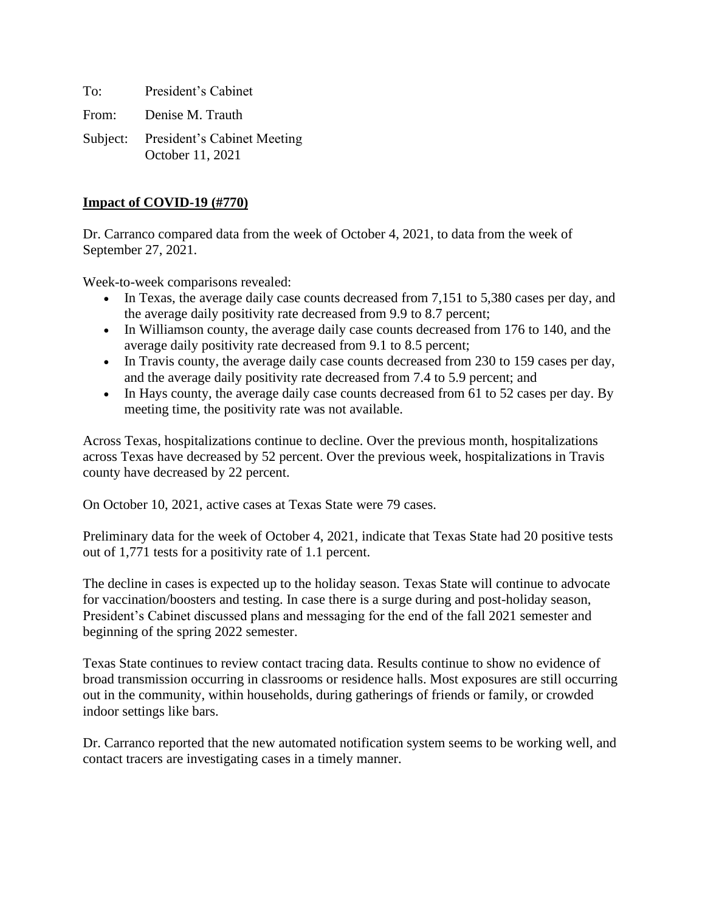To: President's Cabinet

From: Denise M. Trauth

Subject: President's Cabinet Meeting
October 11, 2021

**Impact of COVID-19 (#770)**

Dr. Carranco compared data from the week of October 4, 2021, to data from the week of September 27, 2021.

Week-to-week comparisons revealed:

- In Texas, the average daily case counts decreased from 7,151 to 5,380 cases per day, and the average daily positivity rate decreased from 9.9 to 8.7 percent;
- In Williamson county, the average daily case counts decreased from 176 to 140, and the average daily positivity rate decreased from 9.1 to 8.5 percent;
- In Travis county, the average daily case counts decreased from 230 to 159 cases per day, and the average daily positivity rate decreased from 7.4 to 5.9 percent; and
- In Hays county, the average daily case counts decreased from 61 to 52 cases per day. By meeting time, the positivity rate was not available.

Across Texas, hospitalizations continue to decline. Over the previous month, hospitalizations across Texas have decreased by 52 percent. Over the previous week, hospitalizations in Travis county have decreased by 22 percent.

On October 10, 2021, active cases at Texas State were 79 cases.

Preliminary data for the week of October 4, 2021, indicate that Texas State had 20 positive tests out of 1,771 tests for a positivity rate of 1.1 percent.

The decline in cases is expected up to the holiday season. Texas State will continue to advocate for vaccination/boosters and testing. In case there is a surge during and post-holiday season, President's Cabinet discussed plans and messaging for the end of the fall 2021 semester and beginning of the spring 2022 semester.

Texas State continues to review contact tracing data. Results continue to show no evidence of broad transmission occurring in classrooms or residence halls. Most exposures are still occurring out in the community, within households, during gatherings of friends or family, or crowded indoor settings like bars.

Dr. Carranco reported that the new automated notification system seems to be working well, and contact tracers are investigating cases in a timely manner.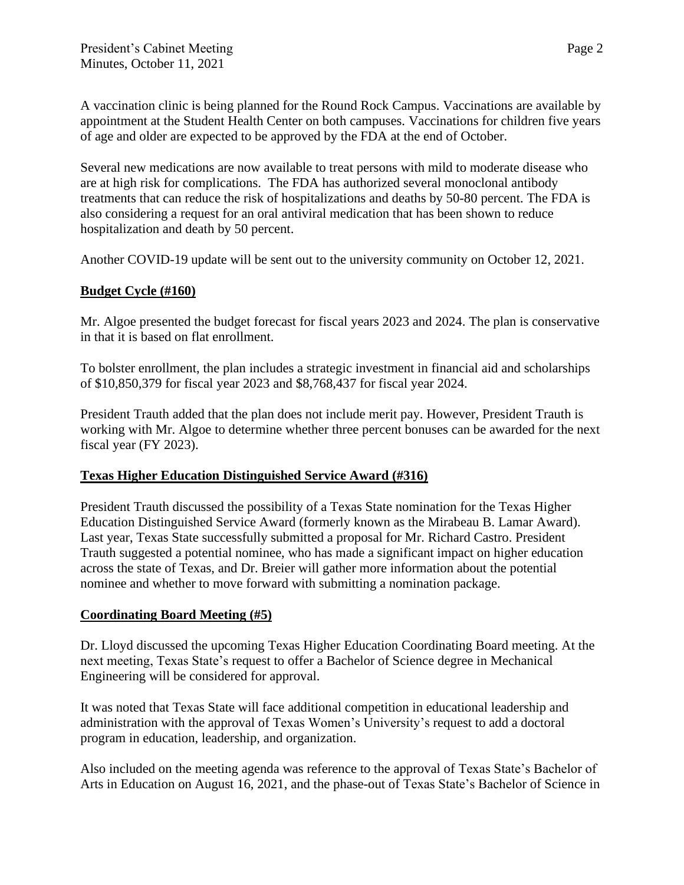A vaccination clinic is being planned for the Round Rock Campus. Vaccinations are available by appointment at the Student Health Center on both campuses. Vaccinations for children five years of age and older are expected to be approved by the FDA at the end of October.

Several new medications are now available to treat persons with mild to moderate disease who are at high risk for complications. The FDA has authorized several monoclonal antibody treatments that can reduce the risk of hospitalizations and deaths by 50-80 percent. The FDA is also considering a request for an oral antiviral medication that has been shown to reduce hospitalization and death by 50 percent.

Another COVID-19 update will be sent out to the university community on October 12, 2021.

**Budget Cycle (#160)**

Mr. Algoe presented the budget forecast for fiscal years 2023 and 2024. The plan is conservative in that it is based on flat enrollment.

To bolster enrollment, the plan includes a strategic investment in financial aid and scholarships of $10,850,379 for fiscal year 2023 and $8,768,437 for fiscal year 2024.

President Trauth added that the plan does not include merit pay. However, President Trauth is working with Mr. Algoe to determine whether three percent bonuses can be awarded for the next fiscal year (FY 2023).

**Texas Higher Education Distinguished Service Award (#316)**

President Trauth discussed the possibility of a Texas State nomination for the Texas Higher Education Distinguished Service Award (formerly known as the Mirabeau B. Lamar Award). Last year, Texas State successfully submitted a proposal for Mr. Richard Castro. President Trauth suggested a potential nominee, who has made a significant impact on higher education across the state of Texas, and Dr. Breier will gather more information about the potential nominee and whether to move forward with submitting a nomination package.

**Coordinating Board Meeting (#5)**

Dr. Lloyd discussed the upcoming Texas Higher Education Coordinating Board meeting. At the next meeting, Texas State's request to offer a Bachelor of Science degree in Mechanical Engineering will be considered for approval.

It was noted that Texas State will face additional competition in educational leadership and administration with the approval of Texas Women's University's request to add a doctoral program in education, leadership, and organization.

Also included on the meeting agenda was reference to the approval of Texas State's Bachelor of Arts in Education on August 16, 2021, and the phase-out of Texas State's Bachelor of Science in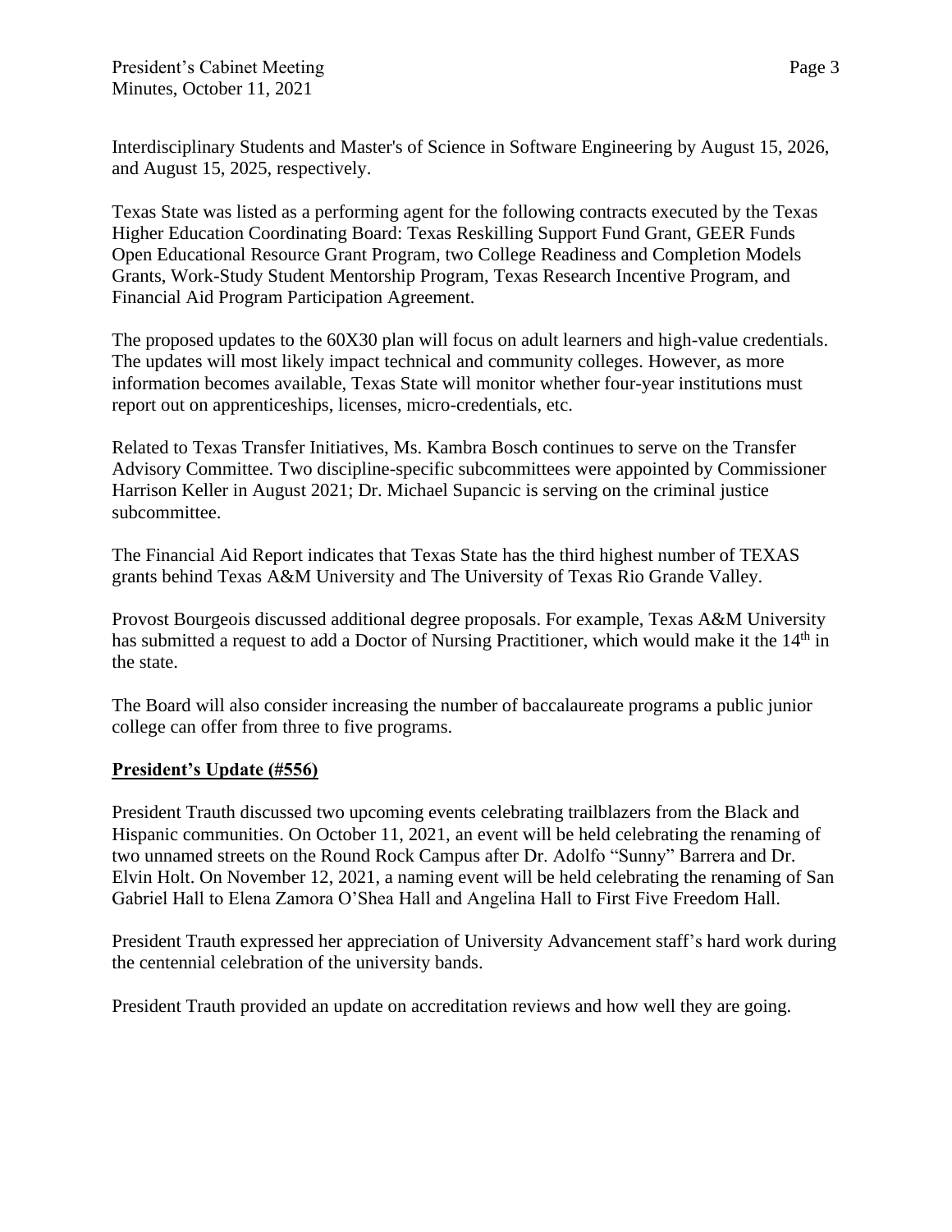Interdisciplinary Students and Master's of Science in Software Engineering by August 15, 2026, and August 15, 2025, respectively.

Texas State was listed as a performing agent for the following contracts executed by the Texas Higher Education Coordinating Board: Texas Reskilling Support Fund Grant, GEER Funds Open Educational Resource Grant Program, two College Readiness and Completion Models Grants, Work-Study Student Mentorship Program, Texas Research Incentive Program, and Financial Aid Program Participation Agreement.

The proposed updates to the 60X30 plan will focus on adult learners and high-value credentials. The updates will most likely impact technical and community colleges. However, as more information becomes available, Texas State will monitor whether four-year institutions must report out on apprenticeships, licenses, micro-credentials, etc.

Related to Texas Transfer Initiatives, Ms. Kambra Bosch continues to serve on the Transfer Advisory Committee. Two discipline-specific subcommittees were appointed by Commissioner Harrison Keller in August 2021; Dr. Michael Supancic is serving on the criminal justice subcommittee.

The Financial Aid Report indicates that Texas State has the third highest number of TEXAS grants behind Texas A&M University and The University of Texas Rio Grande Valley.

Provost Bourgeois discussed additional degree proposals. For example, Texas A&M University has submitted a request to add a Doctor of Nursing Practitioner, which would make it the 14th in the state.

The Board will also consider increasing the number of baccalaureate programs a public junior college can offer from three to five programs.

**President's Update (#556)**

President Trauth discussed two upcoming events celebrating trailblazers from the Black and Hispanic communities. On October 11, 2021, an event will be held celebrating the renaming of two unnamed streets on the Round Rock Campus after Dr. Adolfo "Sunny" Barrera and Dr. Elvin Holt. On November 12, 2021, a naming event will be held celebrating the renaming of San Gabriel Hall to Elena Zamora O'Shea Hall and Angelina Hall to First Five Freedom Hall.

President Trauth expressed her appreciation of University Advancement staff's hard work during the centennial celebration of the university bands.

President Trauth provided an update on accreditation reviews and how well they are going.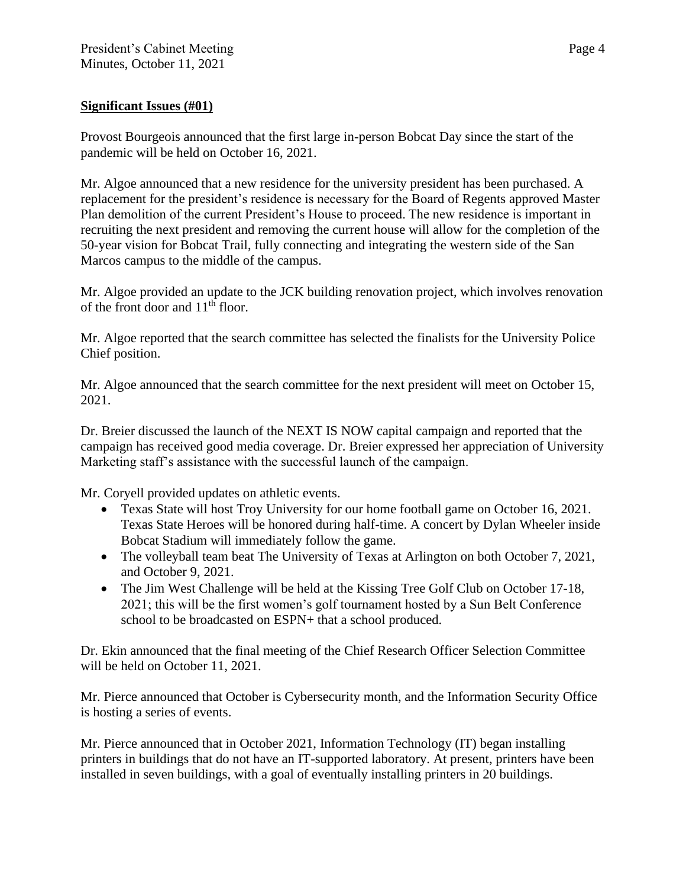**Significant Issues (#01)**

Provost Bourgeois announced that the first large in-person Bobcat Day since the start of the pandemic will be held on October 16, 2021.

Mr. Algoe announced that a new residence for the university president has been purchased. A replacement for the president's residence is necessary for the Board of Regents approved Master Plan demolition of the current President's House to proceed. The new residence is important in recruiting the next president and removing the current house will allow for the completion of the 50-year vision for Bobcat Trail, fully connecting and integrating the western side of the San Marcos campus to the middle of the campus.

Mr. Algoe provided an update to the JCK building renovation project, which involves renovation of the front door and 11th floor.

Mr. Algoe reported that the search committee has selected the finalists for the University Police Chief position.

Mr. Algoe announced that the search committee for the next president will meet on October 15, 2021.

Dr. Breier discussed the launch of the NEXT IS NOW capital campaign and reported that the campaign has received good media coverage. Dr. Breier expressed her appreciation of University Marketing staff's assistance with the successful launch of the campaign.

Mr. Coryell provided updates on athletic events.

- Texas State will host Troy University for our home football game on October 16, 2021. Texas State Heroes will be honored during half-time. A concert by Dylan Wheeler inside Bobcat Stadium will immediately follow the game.
- The volleyball team beat The University of Texas at Arlington on both October 7, 2021, and October 9, 2021.
- The Jim West Challenge will be held at the Kissing Tree Golf Club on October 17-18, 2021; this will be the first women's golf tournament hosted by a Sun Belt Conference school to be broadcasted on ESPN+ that a school produced.

Dr. Ekin announced that the final meeting of the Chief Research Officer Selection Committee will be held on October 11, 2021.

Mr. Pierce announced that October is Cybersecurity month, and the Information Security Office is hosting a series of events.

Mr. Pierce announced that in October 2021, Information Technology (IT) began installing printers in buildings that do not have an IT-supported laboratory. At present, printers have been installed in seven buildings, with a goal of eventually installing printers in 20 buildings.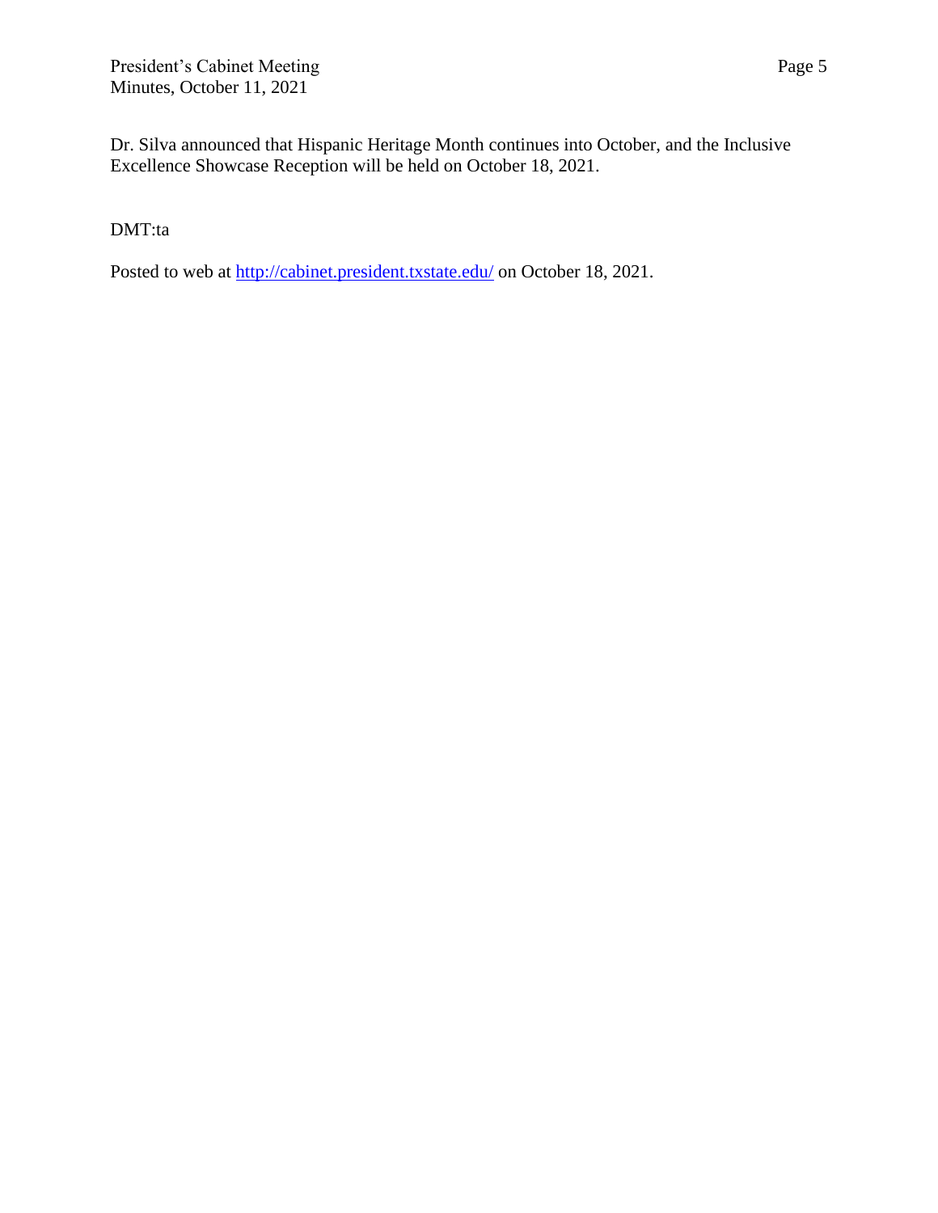Dr. Silva announced that Hispanic Heritage Month continues into October, and the Inclusive Excellence Showcase Reception will be held on October 18, 2021.

DMT:ta

Posted to web at [http://cabinet.president.txstate.edu/](http://cabinet.president.txstate.edu/) on October 18, 2021.